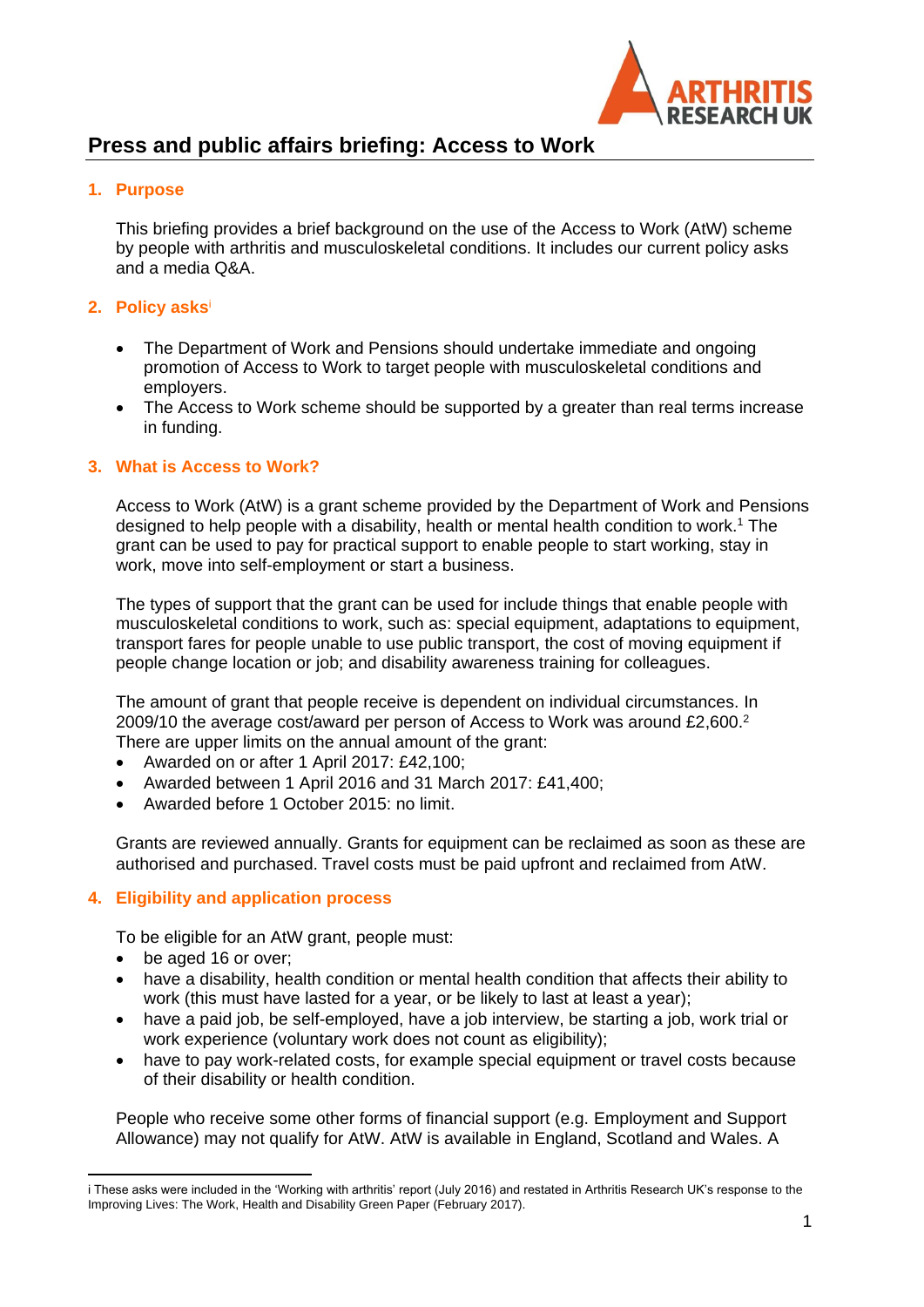# Press and public affairs briefing: Access to Work

## 1. Purpose

This briefing provides a brief background on the use of the Access to Work (AtW) scheme by people with arthritis and musculoskeletal conditions. It includes our current policy asks and a media Q&A.

## 2. Policy asks[i]

- The Department of Work and Pensions should undertake immediate and ongoing promotion of Access to Work to target people with musculoskeletal conditions and employers.
- The Access to Work scheme should be supported by a greater than real terms increase in funding.

## 3. What is Access to Work?

Access to Work (AtW) is a grant scheme provided by the Department of Work and Pensions designed to help people with a disability, health or mental health condition to work.[1] The grant can be used to pay for practical support to enable people to start working, stay in work, move into self-employment or start a business.

The types of support that the grant can be used for include things that enable people with musculoskeletal conditions to work, such as: special equipment, adaptations to equipment, transport fares for people unable to use public transport, the cost of moving equipment if people change location or job; and disability awareness training for colleagues.

The amount of grant that people receive is dependent on individual circumstances. In 2009/10 the average cost/award per person of Access to Work was around £2,600.[2] There are upper limits on the annual amount of the grant:

- Awarded on or after 1 April 2017: £42,100;
- Awarded between 1 April 2016 and 31 March 2017: £41,400;
- Awarded before 1 October 2015: no limit.

Grants are reviewed annually. Grants for equipment can be reclaimed as soon as these are authorised and purchased. Travel costs must be paid upfront and reclaimed from AtW.

## 4. Eligibility and application process

To be eligible for an AtW grant, people must:

- be aged 16 or over;
- have a disability, health condition or mental health condition that affects their ability to work (this must have lasted for a year, or be likely to last at least a year);
- have a paid job, be self-employed, have a job interview, be starting a job, work trial or work experience (voluntary work does not count as eligibility);
- have to pay work-related costs, for example special equipment or travel costs because of their disability or health condition.

People who receive some other forms of financial support (e.g. Employment and Support Allowance) may not qualify for AtW. AtW is available in England, Scotland and Wales. A

---

i These asks were included in the 'Working with arthritis' report (July 2016) and restated in Arthritis Research UK's response to the Improving Lives: The Work, Health and Disability Green Paper (February 2017).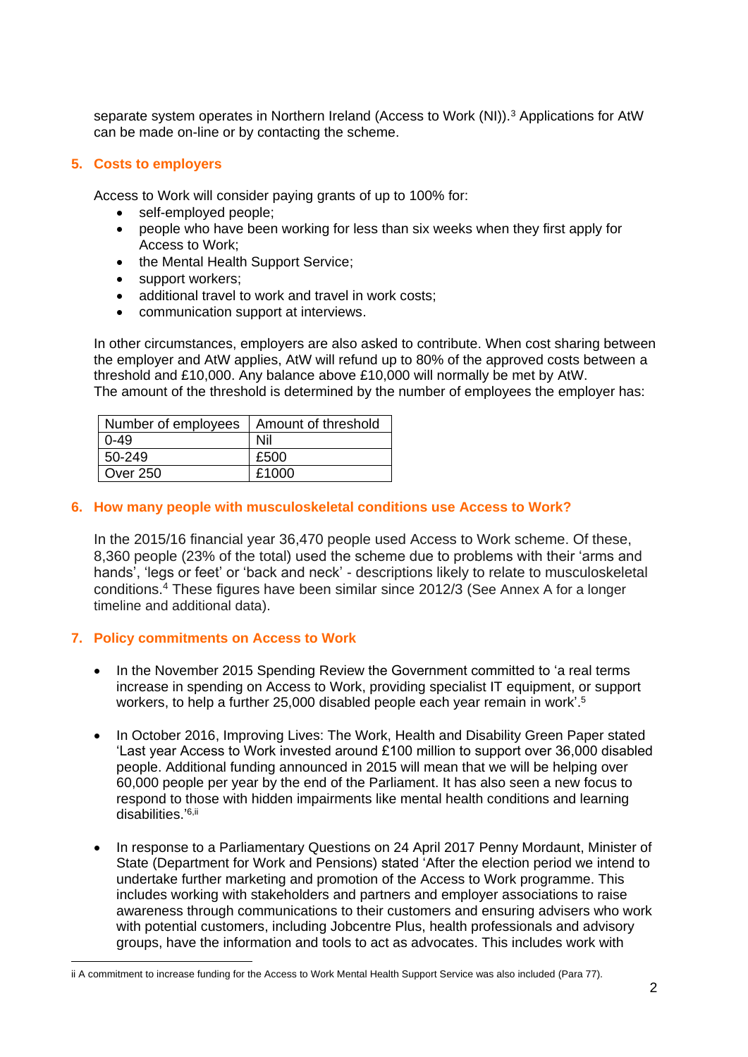separate system operates in Northern Ireland (Access to Work (NI)).[3] Applications for AtW can be made on-line or by contacting the scheme.

## 5. Costs to employers

Access to Work will consider paying grants of up to 100% for:

- self-employed people;
- people who have been working for less than six weeks when they first apply for Access to Work;
- the Mental Health Support Service;
- support workers;
- additional travel to work and travel in work costs;
- communication support at interviews.

In other circumstances, employers are also asked to contribute. When cost sharing between the employer and AtW applies, AtW will refund up to 80% of the approved costs between a threshold and £10,000. Any balance above £10,000 will normally be met by AtW.
The amount of the threshold is determined by the number of employees the employer has:

| Number of employees | Amount of threshold |
|---|---|
| 0-49 | Nil |
| 50-249 | £500 |
| Over 250 | £1000 |

## 6. How many people with musculoskeletal conditions use Access to Work?

In the 2015/16 financial year 36,470 people used Access to Work scheme. Of these, 8,360 people (23% of the total) used the scheme due to problems with their 'arms and hands', 'legs or feet' or 'back and neck' - descriptions likely to relate to musculoskeletal conditions.[4] These figures have been similar since 2012/3 (See Annex A for a longer timeline and additional data).

## 7. Policy commitments on Access to Work

- In the November 2015 Spending Review the Government committed to 'a real terms increase in spending on Access to Work, providing specialist IT equipment, or support workers, to help a further 25,000 disabled people each year remain in work'.[5]

- In October 2016, Improving Lives: The Work, Health and Disability Green Paper stated 'Last year Access to Work invested around £100 million to support over 36,000 disabled people. Additional funding announced in 2015 will mean that we will be helping over 60,000 people per year by the end of the Parliament. It has also seen a new focus to respond to those with hidden impairments like mental health conditions and learning disabilities.'[6,ii]

- In response to a Parliamentary Questions on 24 April 2017 Penny Mordaunt, Minister of State (Department for Work and Pensions) stated 'After the election period we intend to undertake further marketing and promotion of the Access to Work programme. This includes working with stakeholders and partners and employer associations to raise awareness through communications to their customers and ensuring advisers who work with potential customers, including Jobcentre Plus, health professionals and advisory groups, have the information and tools to act as advocates. This includes work with

ii A commitment to increase funding for the Access to Work Mental Health Support Service was also included (Para 77).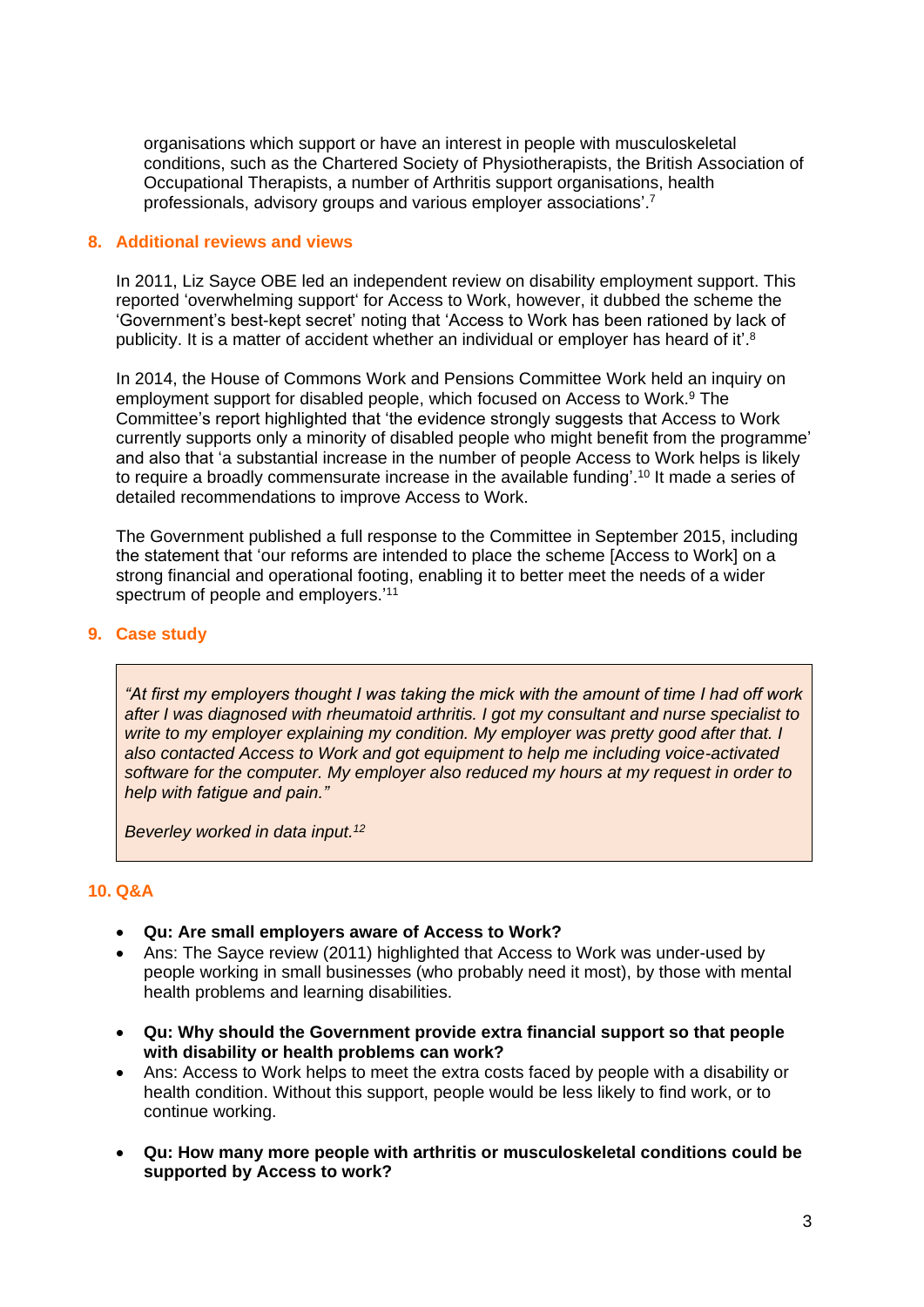organisations which support or have an interest in people with musculoskeletal conditions, such as the Chartered Society of Physiotherapists, the British Association of Occupational Therapists, a number of Arthritis support organisations, health professionals, advisory groups and various employer associations'.[7]

## 8. Additional reviews and views

In 2011, Liz Sayce OBE led an independent review on disability employment support. This reported 'overwhelming support' for Access to Work, however, it dubbed the scheme the 'Government's best-kept secret' noting that 'Access to Work has been rationed by lack of publicity. It is a matter of accident whether an individual or employer has heard of it'.[8]

In 2014, the House of Commons Work and Pensions Committee Work held an inquiry on employment support for disabled people, which focused on Access to Work.[9] The Committee's report highlighted that 'the evidence strongly suggests that Access to Work currently supports only a minority of disabled people who might benefit from the programme' and also that 'a substantial increase in the number of people Access to Work helps is likely to require a broadly commensurate increase in the available funding'.[10] It made a series of detailed recommendations to improve Access to Work.

The Government published a full response to the Committee in September 2015, including the statement that 'our reforms are intended to place the scheme [Access to Work] on a strong financial and operational footing, enabling it to better meet the needs of a wider spectrum of people and employers.'[11]

## 9. Case study

> *"At first my employers thought I was taking the mick with the amount of time I had off work after I was diagnosed with rheumatoid arthritis. I got my consultant and nurse specialist to write to my employer explaining my condition. My employer was pretty good after that. I also contacted Access to Work and got equipment to help me including voice-activated software for the computer. My employer also reduced my hours at my request in order to help with fatigue and pain."*
>
> *Beverley worked in data input.[12]*

## 10. Q&A

- **Qu: Are small employers aware of Access to Work?**
- Ans: The Sayce review (2011) highlighted that Access to Work was under-used by people working in small businesses (who probably need it most), by those with mental health problems and learning disabilities.

- **Qu: Why should the Government provide extra financial support so that people with disability or health problems can work?**
- Ans: Access to Work helps to meet the extra costs faced by people with a disability or health condition. Without this support, people would be less likely to find work, or to continue working.

- **Qu: How many more people with arthritis or musculoskeletal conditions could be supported by Access to work?**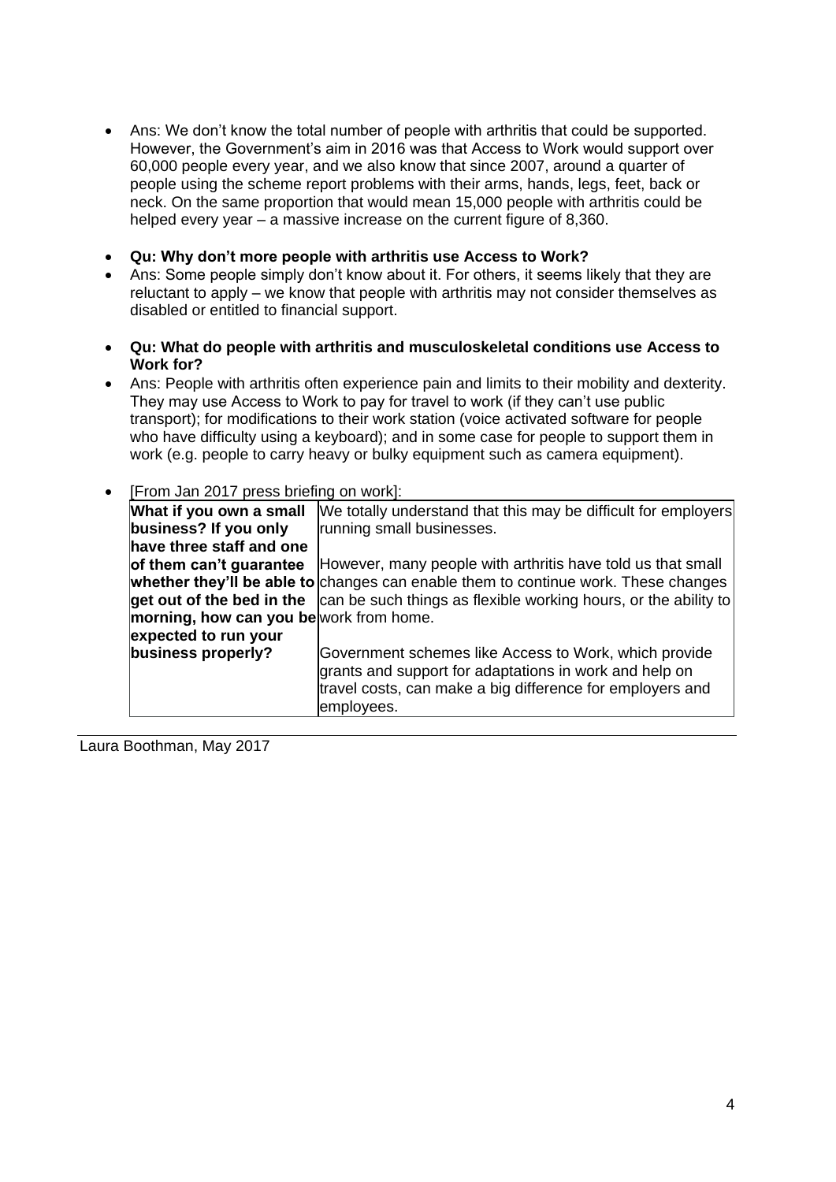- Ans: We don't know the total number of people with arthritis that could be supported. However, the Government's aim in 2016 was that Access to Work would support over 60,000 people every year, and we also know that since 2007, around a quarter of people using the scheme report problems with their arms, hands, legs, feet, back or neck. On the same proportion that would mean 15,000 people with arthritis could be helped every year – a massive increase on the current figure of 8,360.

- **Qu: Why don't more people with arthritis use Access to Work?**
- Ans: Some people simply don't know about it. For others, it seems likely that they are reluctant to apply – we know that people with arthritis may not consider themselves as disabled or entitled to financial support.

- **Qu: What do people with arthritis and musculoskeletal conditions use Access to Work for?**
- Ans: People with arthritis often experience pain and limits to their mobility and dexterity. They may use Access to Work to pay for travel to work (if they can't use public transport); for modifications to their work station (voice activated software for people who have difficulty using a keyboard); and in some case for people to support them in work (e.g. people to carry heavy or bulky equipment such as camera equipment).

- [From Jan 2017 press briefing on work]:

| **What if you own a small business? If you only have three staff and one of them can't guarantee whether they'll be able to get out of the bed in the morning, how can you be expected to run your business properly?** | We totally understand that this may be difficult for employers running small businesses.<br><br>However, many people with arthritis have told us that small changes can enable them to continue work. These changes can be such things as flexible working hours, or the ability to work from home.<br><br>Government schemes like Access to Work, which provide grants and support for adaptations in work and help on travel costs, can make a big difference for employers and employees. |
|---|---|

Laura Boothman, May 2017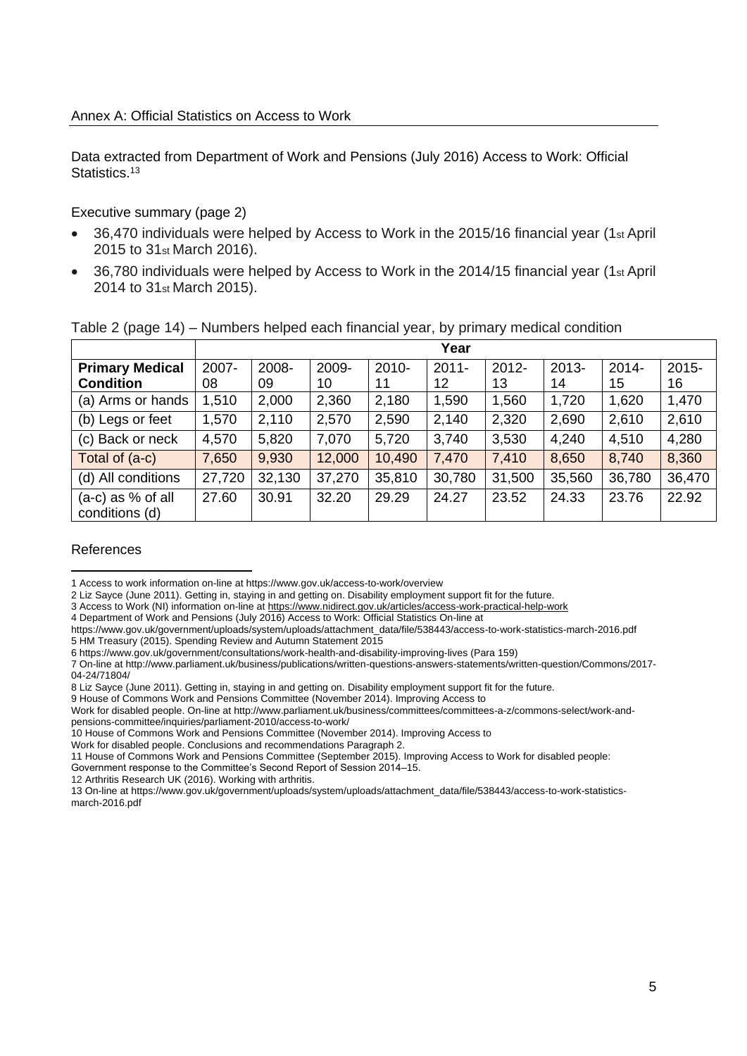## Annex A: Official Statistics on Access to Work

Data extracted from Department of Work and Pensions (July 2016) Access to Work: Official Statistics.[13]

Executive summary (page 2)

- 36,470 individuals were helped by Access to Work in the 2015/16 financial year (1st April 2015 to 31st March 2016).
- 36,780 individuals were helped by Access to Work in the 2014/15 financial year (1st April 2014 to 31st March 2015).

Table 2 (page 14) – Numbers helped each financial year, by primary medical condition

| | Year | | | | | | | | |
|---|---|---|---|---|---|---|---|---|---|
| **Primary Medical Condition** | 2007-08 | 2008-09 | 2009-10 | 2010-11 | 2011-12 | 2012-13 | 2013-14 | 2014-15 | 2015-16 |
| (a) Arms or hands | 1,510 | 2,000 | 2,360 | 2,180 | 1,590 | 1,560 | 1,720 | 1,620 | 1,470 |
| (b) Legs or feet | 1,570 | 2,110 | 2,570 | 2,590 | 2,140 | 2,320 | 2,690 | 2,610 | 2,610 |
| (c) Back or neck | 4,570 | 5,820 | 7,070 | 5,720 | 3,740 | 3,530 | 4,240 | 4,510 | 4,280 |
| Total of (a-c) | 7,650 | 9,930 | 12,000 | 10,490 | 7,470 | 7,410 | 8,650 | 8,740 | 8,360 |
| (d) All conditions | 27,720 | 32,130 | 37,270 | 35,810 | 30,780 | 31,500 | 35,560 | 36,780 | 36,470 |
| (a-c) as % of all conditions (d) | 27.60 | 30.91 | 32.20 | 29.29 | 24.27 | 23.52 | 24.33 | 23.76 | 22.92 |

## References

1 Access to work information on-line at https://www.gov.uk/access-to-work/overview
2 Liz Sayce (June 2011). Getting in, staying in and getting on. Disability employment support fit for the future.
3 Access to Work (NI) information on-line at https://www.nidirect.gov.uk/articles/access-work-practical-help-work
4 Department of Work and Pensions (July 2016) Access to Work: Official Statistics On-line at https://www.gov.uk/government/uploads/system/uploads/attachment_data/file/538443/access-to-work-statistics-march-2016.pdf
5 HM Treasury (2015). Spending Review and Autumn Statement 2015
6 https://www.gov.uk/government/consultations/work-health-and-disability-improving-lives (Para 159)
7 On-line at http://www.parliament.uk/business/publications/written-questions-answers-statements/written-question/Commons/2017-04-24/71804/
8 Liz Sayce (June 2011). Getting in, staying in and getting on. Disability employment support fit for the future.
9 House of Commons Work and Pensions Committee (November 2014). Improving Access to Work for disabled people. On-line at http://www.parliament.uk/business/committees/committees-a-z/commons-select/work-and-pensions-committee/inquiries/parliament-2010/access-to-work/
10 House of Commons Work and Pensions Committee (November 2014). Improving Access to Work for disabled people. Conclusions and recommendations Paragraph 2.
11 House of Commons Work and Pensions Committee (September 2015). Improving Access to Work for disabled people: Government response to the Committee's Second Report of Session 2014–15.
12 Arthritis Research UK (2016). Working with arthritis.
13 On-line at https://www.gov.uk/government/uploads/system/uploads/attachment_data/file/538443/access-to-work-statistics-march-2016.pdf